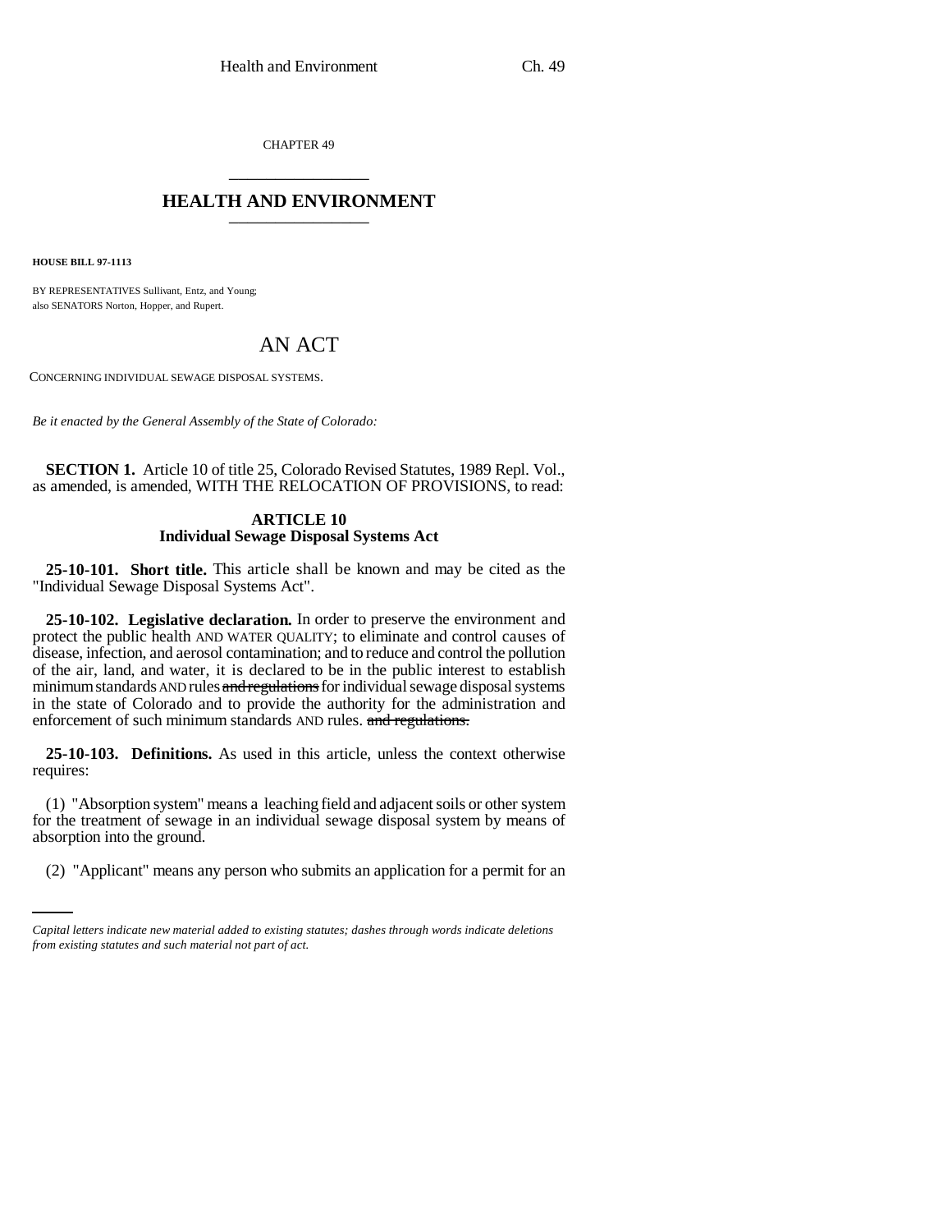CHAPTER 49

# HEALTH AND ENVIRONMENT

**HOUSE BILL 97-1113**

BY REPRESENTATIVES Sullivant, Entz, and Young;
also SENATORS Norton, Hopper, and Rupert.

## AN ACT

CONCERNING INDIVIDUAL SEWAGE DISPOSAL SYSTEMS.

*Be it enacted by the General Assembly of the State of Colorado:*

**SECTION 1.** Article 10 of title 25, Colorado Revised Statutes, 1989 Repl. Vol., as amended, is amended, WITH THE RELOCATION OF PROVISIONS, to read:

### ARTICLE 10
### Individual Sewage Disposal Systems Act

**25-10-101. Short title.** This article shall be known and may be cited as the "Individual Sewage Disposal Systems Act".

**25-10-102. Legislative declaration.** In order to preserve the environment and protect the public health AND WATER QUALITY; to eliminate and control causes of disease, infection, and aerosol contamination; and to reduce and control the pollution of the air, land, and water, it is declared to be in the public interest to establish minimum standards AND rules ~~and regulations~~ for individual sewage disposal systems in the state of Colorado and to provide the authority for the administration and enforcement of such minimum standards AND rules. ~~and regulations.~~

**25-10-103. Definitions.** As used in this article, unless the context otherwise requires:

(1) "Absorption system" means a leaching field and adjacent soils or other system for the treatment of sewage in an individual sewage disposal system by means of absorption into the ground.

(2) "Applicant" means any person who submits an application for a permit for an

*Capital letters indicate new material added to existing statutes; dashes through words indicate deletions from existing statutes and such material not part of act.*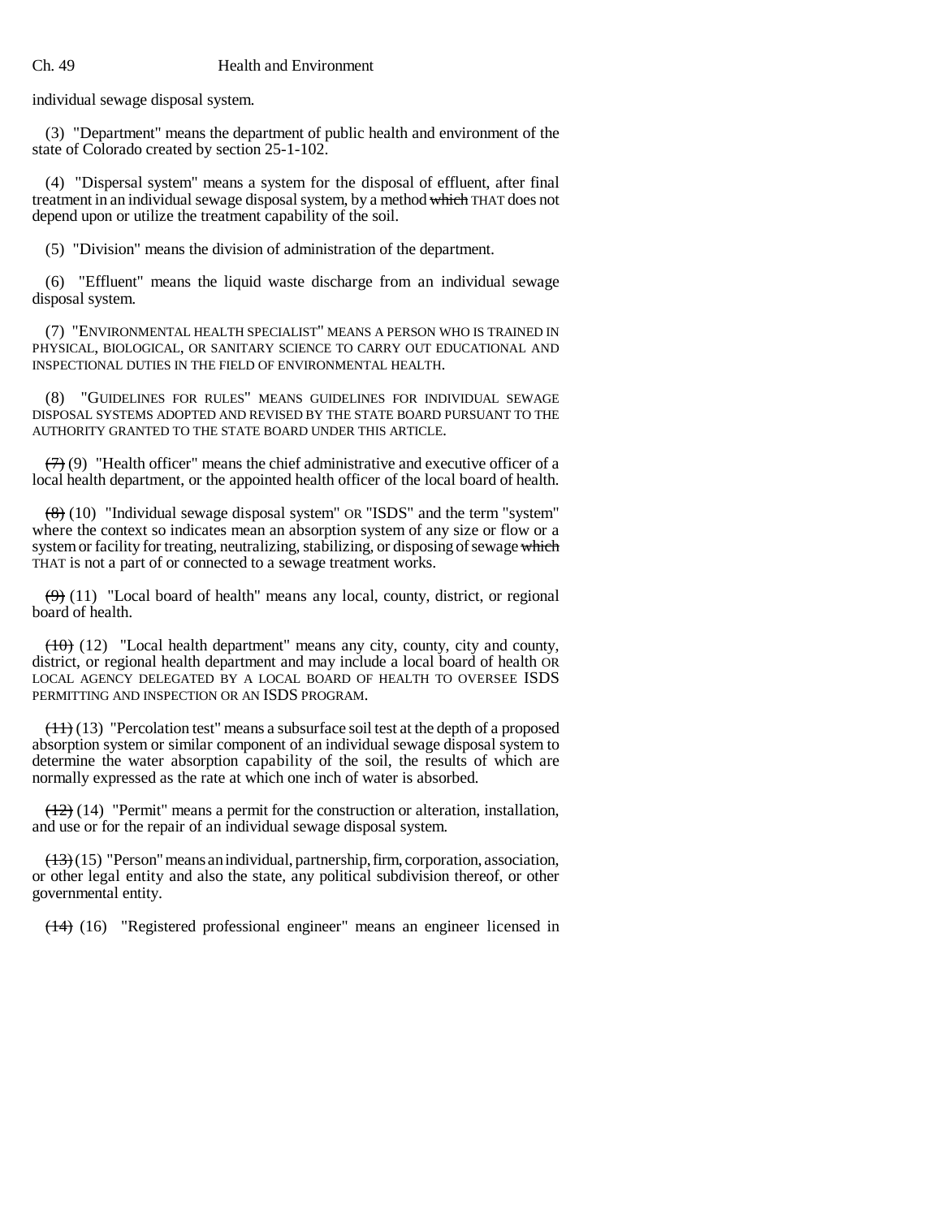individual sewage disposal system.

(3) "Department" means the department of public health and environment of the state of Colorado created by section 25-1-102.

(4) "Dispersal system" means a system for the disposal of effluent, after final treatment in an individual sewage disposal system, by a method ~~which~~ THAT does not depend upon or utilize the treatment capability of the soil.

(5) "Division" means the division of administration of the department.

(6) "Effluent" means the liquid waste discharge from an individual sewage disposal system.

(7) "ENVIRONMENTAL HEALTH SPECIALIST" MEANS A PERSON WHO IS TRAINED IN PHYSICAL, BIOLOGICAL, OR SANITARY SCIENCE TO CARRY OUT EDUCATIONAL AND INSPECTIONAL DUTIES IN THE FIELD OF ENVIRONMENTAL HEALTH.

(8) "GUIDELINES FOR RULES" MEANS GUIDELINES FOR INDIVIDUAL SEWAGE DISPOSAL SYSTEMS ADOPTED AND REVISED BY THE STATE BOARD PURSUANT TO THE AUTHORITY GRANTED TO THE STATE BOARD UNDER THIS ARTICLE.

~~(7)~~ (9) "Health officer" means the chief administrative and executive officer of a local health department, or the appointed health officer of the local board of health.

~~(8)~~ (10) "Individual sewage disposal system" OR "ISDS" and the term "system" where the context so indicates mean an absorption system of any size or flow or a system or facility for treating, neutralizing, stabilizing, or disposing of sewage ~~which~~ THAT is not a part of or connected to a sewage treatment works.

~~(9)~~ (11) "Local board of health" means any local, county, district, or regional board of health.

~~(10)~~ (12) "Local health department" means any city, county, city and county, district, or regional health department and may include a local board of health OR LOCAL AGENCY DELEGATED BY A LOCAL BOARD OF HEALTH TO OVERSEE ISDS PERMITTING AND INSPECTION OR AN ISDS PROGRAM.

~~(11)~~ (13) "Percolation test" means a subsurface soil test at the depth of a proposed absorption system or similar component of an individual sewage disposal system to determine the water absorption capability of the soil, the results of which are normally expressed as the rate at which one inch of water is absorbed.

~~(12)~~ (14) "Permit" means a permit for the construction or alteration, installation, and use or for the repair of an individual sewage disposal system.

~~(13)~~ (15) "Person" means an individual, partnership, firm, corporation, association, or other legal entity and also the state, any political subdivision thereof, or other governmental entity.

~~(14)~~ (16) "Registered professional engineer" means an engineer licensed in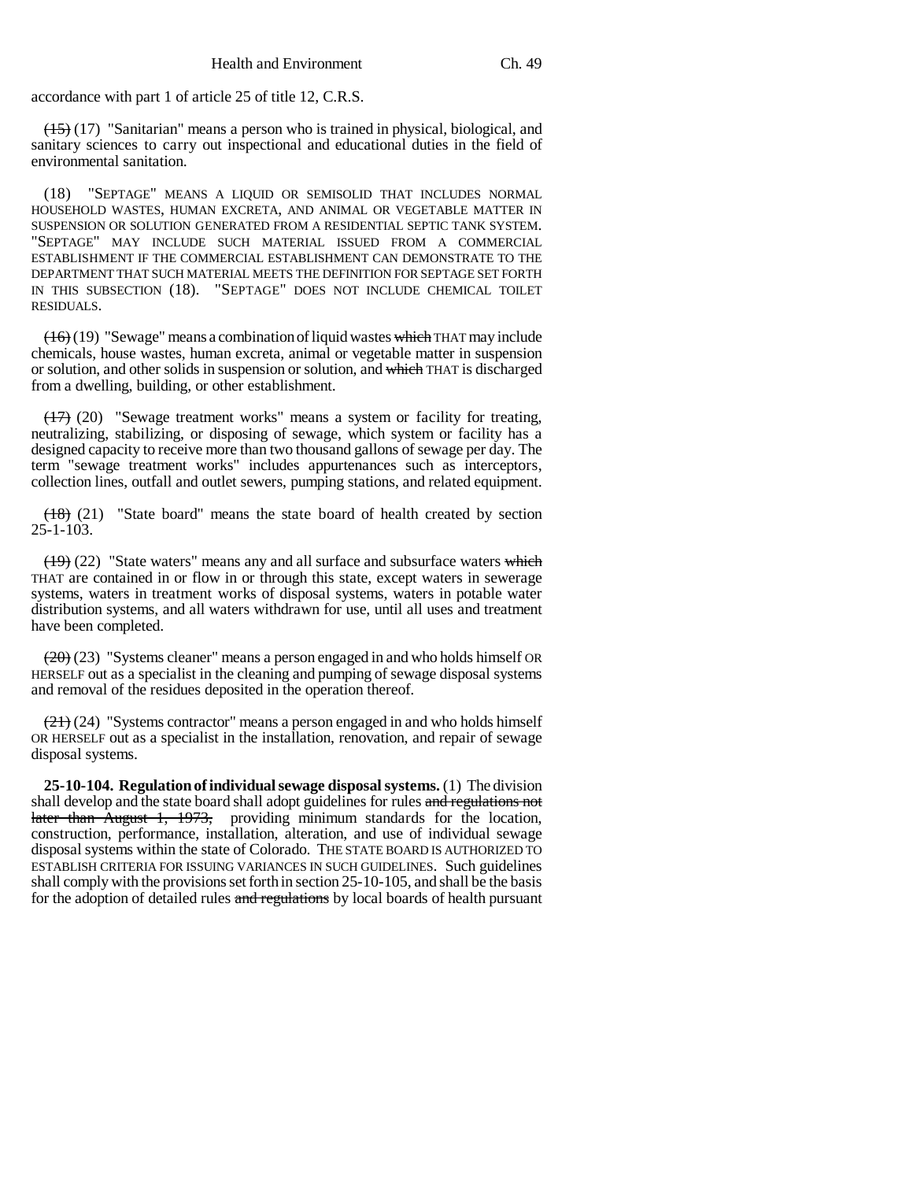accordance with part 1 of article 25 of title 12, C.R.S.

~~(15)~~ (17) "Sanitarian" means a person who is trained in physical, biological, and sanitary sciences to carry out inspectional and educational duties in the field of environmental sanitation.

(18) "SEPTAGE" MEANS A LIQUID OR SEMISOLID THAT INCLUDES NORMAL HOUSEHOLD WASTES, HUMAN EXCRETA, AND ANIMAL OR VEGETABLE MATTER IN SUSPENSION OR SOLUTION GENERATED FROM A RESIDENTIAL SEPTIC TANK SYSTEM. "SEPTAGE" MAY INCLUDE SUCH MATERIAL ISSUED FROM A COMMERCIAL ESTABLISHMENT IF THE COMMERCIAL ESTABLISHMENT CAN DEMONSTRATE TO THE DEPARTMENT THAT SUCH MATERIAL MEETS THE DEFINITION FOR SEPTAGE SET FORTH IN THIS SUBSECTION (18). "SEPTAGE" DOES NOT INCLUDE CHEMICAL TOILET RESIDUALS.

~~(16)~~ (19) "Sewage" means a combination of liquid wastes ~~which~~ THAT may include chemicals, house wastes, human excreta, animal or vegetable matter in suspension or solution, and other solids in suspension or solution, and ~~which~~ THAT is discharged from a dwelling, building, or other establishment.

~~(17)~~ (20) "Sewage treatment works" means a system or facility for treating, neutralizing, stabilizing, or disposing of sewage, which system or facility has a designed capacity to receive more than two thousand gallons of sewage per day. The term "sewage treatment works" includes appurtenances such as interceptors, collection lines, outfall and outlet sewers, pumping stations, and related equipment.

~~(18)~~ (21) "State board" means the state board of health created by section 25-1-103.

~~(19)~~ (22) "State waters" means any and all surface and subsurface waters ~~which~~ THAT are contained in or flow in or through this state, except waters in sewerage systems, waters in treatment works of disposal systems, waters in potable water distribution systems, and all waters withdrawn for use, until all uses and treatment have been completed.

~~(20)~~ (23) "Systems cleaner" means a person engaged in and who holds himself OR HERSELF out as a specialist in the cleaning and pumping of sewage disposal systems and removal of the residues deposited in the operation thereof.

~~(21)~~ (24) "Systems contractor" means a person engaged in and who holds himself OR HERSELF out as a specialist in the installation, renovation, and repair of sewage disposal systems.

**25-10-104. Regulation of individual sewage disposal systems.** (1) The division shall develop and the state board shall adopt guidelines for rules ~~and regulations not later than August 1, 1973,~~ providing minimum standards for the location, construction, performance, installation, alteration, and use of individual sewage disposal systems within the state of Colorado. THE STATE BOARD IS AUTHORIZED TO ESTABLISH CRITERIA FOR ISSUING VARIANCES IN SUCH GUIDELINES. Such guidelines shall comply with the provisions set forth in section 25-10-105, and shall be the basis for the adoption of detailed rules ~~and regulations~~ by local boards of health pursuant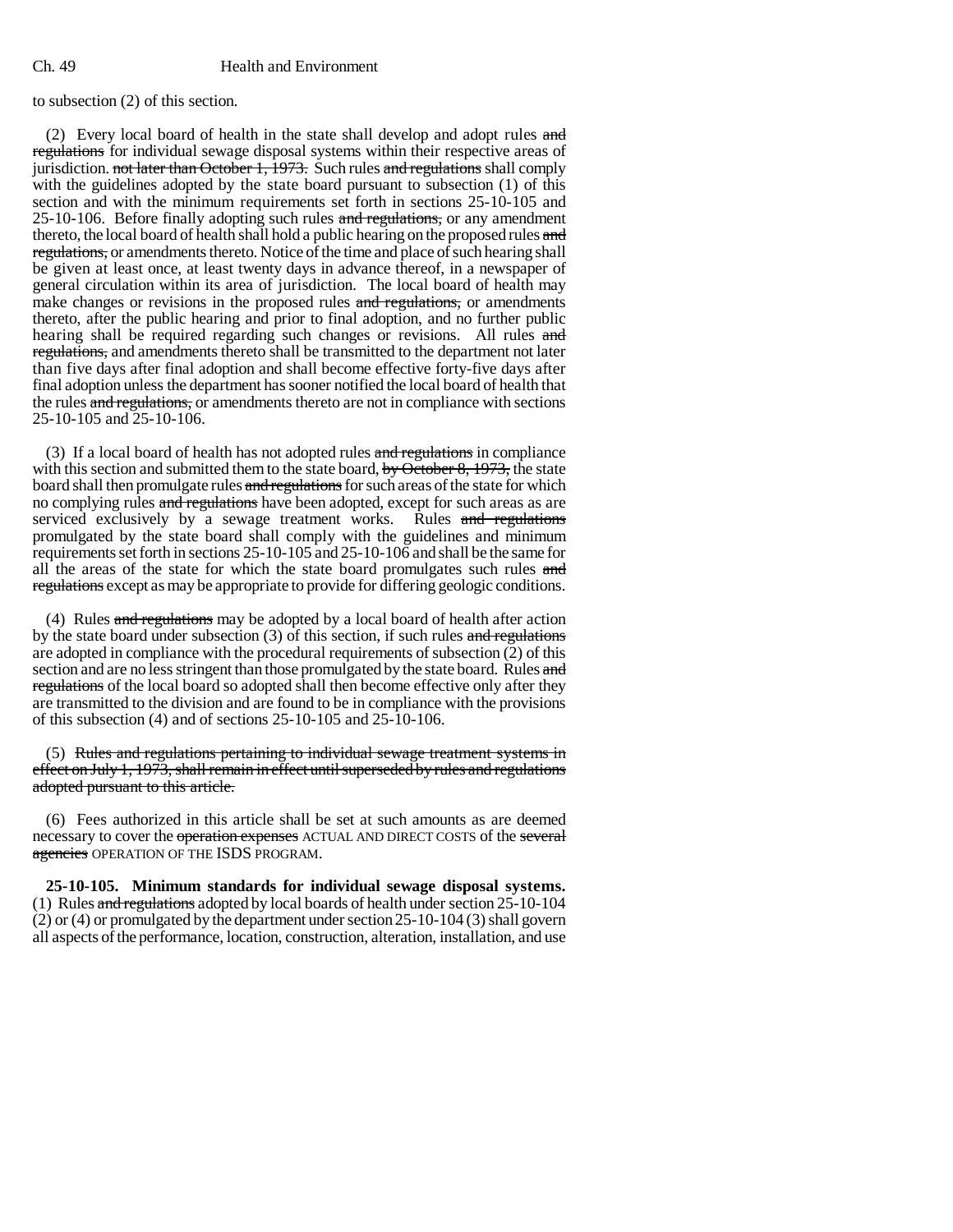to subsection (2) of this section.

(2) Every local board of health in the state shall develop and adopt rules and regulations for individual sewage disposal systems within their respective areas of jurisdiction. not later than October 1, 1973. Such rules and regulations shall comply with the guidelines adopted by the state board pursuant to subsection (1) of this section and with the minimum requirements set forth in sections 25-10-105 and 25-10-106. Before finally adopting such rules and regulations, or any amendment thereto, the local board of health shall hold a public hearing on the proposed rules and regulations, or amendments thereto. Notice of the time and place of such hearing shall be given at least once, at least twenty days in advance thereof, in a newspaper of general circulation within its area of jurisdiction. The local board of health may make changes or revisions in the proposed rules and regulations, or amendments thereto, after the public hearing and prior to final adoption, and no further public hearing shall be required regarding such changes or revisions. All rules and regulations, and amendments thereto shall be transmitted to the department not later than five days after final adoption and shall become effective forty-five days after final adoption unless the department has sooner notified the local board of health that the rules and regulations, or amendments thereto are not in compliance with sections 25-10-105 and 25-10-106.

(3) If a local board of health has not adopted rules and regulations in compliance with this section and submitted them to the state board, by October 8, 1973, the state board shall then promulgate rules and regulations for such areas of the state for which no complying rules and regulations have been adopted, except for such areas as are serviced exclusively by a sewage treatment works. Rules and regulations promulgated by the state board shall comply with the guidelines and minimum requirements set forth in sections 25-10-105 and 25-10-106 and shall be the same for all the areas of the state for which the state board promulgates such rules and regulations except as may be appropriate to provide for differing geologic conditions.

(4) Rules and regulations may be adopted by a local board of health after action by the state board under subsection (3) of this section, if such rules and regulations are adopted in compliance with the procedural requirements of subsection (2) of this section and are no less stringent than those promulgated by the state board. Rules and regulations of the local board so adopted shall then become effective only after they are transmitted to the division and are found to be in compliance with the provisions of this subsection (4) and of sections 25-10-105 and 25-10-106.

(5) Rules and regulations pertaining to individual sewage treatment systems in effect on July 1, 1973, shall remain in effect until superseded by rules and regulations adopted pursuant to this article.

(6) Fees authorized in this article shall be set at such amounts as are deemed necessary to cover the operation expenses ACTUAL AND DIRECT COSTS of the several agencies OPERATION OF THE ISDS PROGRAM.

**25-10-105. Minimum standards for individual sewage disposal systems.** (1) Rules and regulations adopted by local boards of health under section 25-10-104 (2) or (4) or promulgated by the department under section 25-10-104 (3) shall govern all aspects of the performance, location, construction, alteration, installation, and use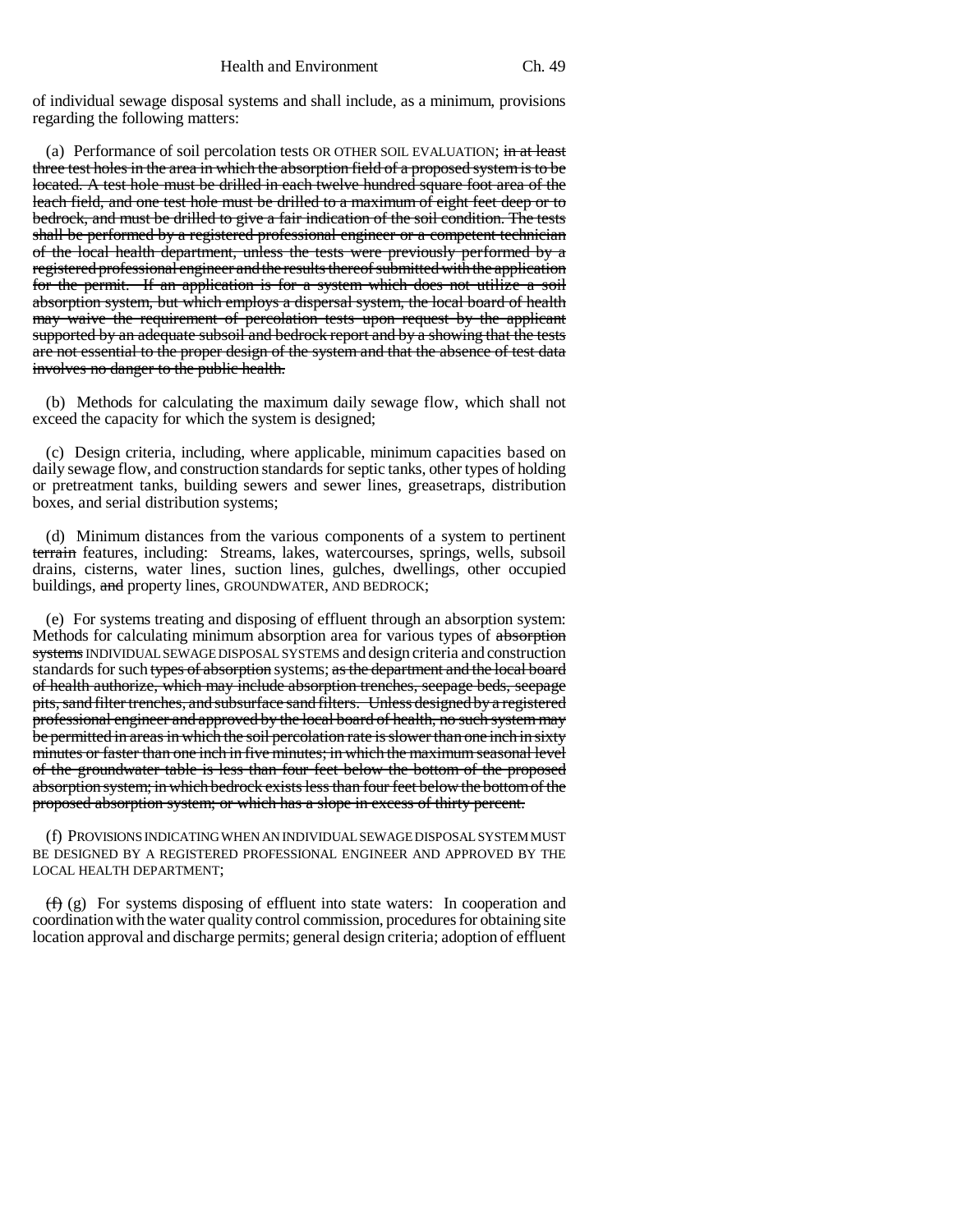of individual sewage disposal systems and shall include, as a minimum, provisions regarding the following matters:

(a) Performance of soil percolation tests OR OTHER SOIL EVALUATION; ~~in at least three test holes in the area in which the absorption field of a proposed system is to be located. A test hole must be drilled in each twelve hundred square foot area of the leach field, and one test hole must be drilled to a maximum of eight feet deep or to bedrock, and must be drilled to give a fair indication of the soil condition. The tests shall be performed by a registered professional engineer or a competent technician of the local health department, unless the tests were previously performed by a registered professional engineer and the results thereof submitted with the application for the permit. If an application is for a system which does not utilize a soil absorption system, but which employs a dispersal system, the local board of health may waive the requirement of percolation tests upon request by the applicant supported by an adequate subsoil and bedrock report and by a showing that the tests are not essential to the proper design of the system and that the absence of test data involves no danger to the public health.~~

(b) Methods for calculating the maximum daily sewage flow, which shall not exceed the capacity for which the system is designed;

(c) Design criteria, including, where applicable, minimum capacities based on daily sewage flow, and construction standards for septic tanks, other types of holding or pretreatment tanks, building sewers and sewer lines, greasetraps, distribution boxes, and serial distribution systems;

(d) Minimum distances from the various components of a system to pertinent ~~terrain~~ features, including: Streams, lakes, watercourses, springs, wells, subsoil drains, cisterns, water lines, suction lines, gulches, dwellings, other occupied buildings, ~~and~~ property lines, GROUNDWATER, AND BEDROCK;

(e) For systems treating and disposing of effluent through an absorption system: Methods for calculating minimum absorption area for various types of ~~absorption systems~~ INDIVIDUAL SEWAGE DISPOSAL SYSTEMS and design criteria and construction standards for such ~~types of absorption~~ systems; ~~as the department and the local board of health authorize, which may include absorption trenches, seepage beds, seepage pits, sand filter trenches, and subsurface sand filters. Unless designed by a registered professional engineer and approved by the local board of health, no such system may be permitted in areas in which the soil percolation rate is slower than one inch in sixty minutes or faster than one inch in five minutes; in which the maximum seasonal level of the groundwater table is less than four feet below the bottom of the proposed absorption system; in which bedrock exists less than four feet below the bottom of the proposed absorption system; or which has a slope in excess of thirty percent.~~

(f) PROVISIONS INDICATING WHEN AN INDIVIDUAL SEWAGE DISPOSAL SYSTEM MUST BE DESIGNED BY A REGISTERED PROFESSIONAL ENGINEER AND APPROVED BY THE LOCAL HEALTH DEPARTMENT;

~~(f)~~ (g) For systems disposing of effluent into state waters: In cooperation and coordination with the water quality control commission, procedures for obtaining site location approval and discharge permits; general design criteria; adoption of effluent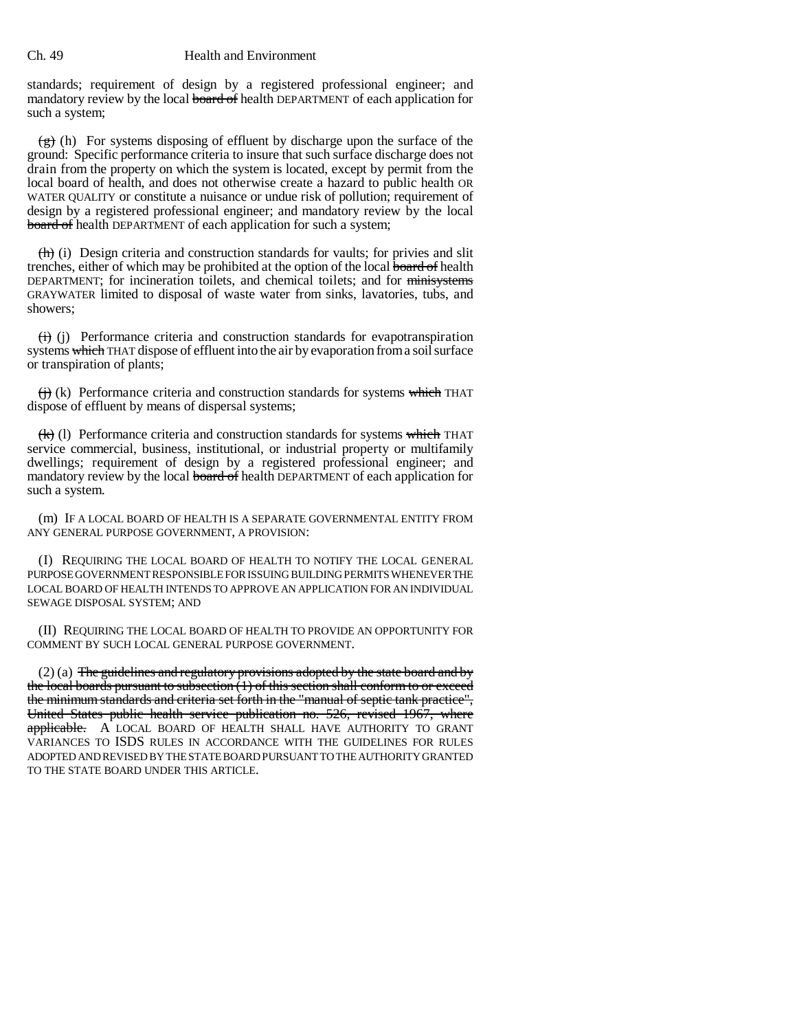standards; requirement of design by a registered professional engineer; and mandatory review by the local ~~board of~~ health DEPARTMENT of each application for such a system;

~~(g)~~ (h) For systems disposing of effluent by discharge upon the surface of the ground: Specific performance criteria to insure that such surface discharge does not drain from the property on which the system is located, except by permit from the local board of health, and does not otherwise create a hazard to public health OR WATER QUALITY or constitute a nuisance or undue risk of pollution; requirement of design by a registered professional engineer; and mandatory review by the local ~~board of~~ health DEPARTMENT of each application for such a system;

~~(h)~~ (i) Design criteria and construction standards for vaults; for privies and slit trenches, either of which may be prohibited at the option of the local ~~board of~~ health DEPARTMENT; for incineration toilets, and chemical toilets; and for ~~minisystems~~ GRAYWATER limited to disposal of waste water from sinks, lavatories, tubs, and showers;

~~(i)~~ (j) Performance criteria and construction standards for evapotranspiration systems ~~which~~ THAT dispose of effluent into the air by evaporation from a soil surface or transpiration of plants;

~~(j)~~ (k) Performance criteria and construction standards for systems ~~which~~ THAT dispose of effluent by means of dispersal systems;

~~(k)~~ (l) Performance criteria and construction standards for systems ~~which~~ THAT service commercial, business, institutional, or industrial property or multifamily dwellings; requirement of design by a registered professional engineer; and mandatory review by the local ~~board of~~ health DEPARTMENT of each application for such a system.

(m) IF A LOCAL BOARD OF HEALTH IS A SEPARATE GOVERNMENTAL ENTITY FROM ANY GENERAL PURPOSE GOVERNMENT, A PROVISION:

(I) REQUIRING THE LOCAL BOARD OF HEALTH TO NOTIFY THE LOCAL GENERAL PURPOSE GOVERNMENT RESPONSIBLE FOR ISSUING BUILDING PERMITS WHENEVER THE LOCAL BOARD OF HEALTH INTENDS TO APPROVE AN APPLICATION FOR AN INDIVIDUAL SEWAGE DISPOSAL SYSTEM; AND

(II) REQUIRING THE LOCAL BOARD OF HEALTH TO PROVIDE AN OPPORTUNITY FOR COMMENT BY SUCH LOCAL GENERAL PURPOSE GOVERNMENT.

(2) (a) ~~The guidelines and regulatory provisions adopted by the state board and by the local boards pursuant to subsection (1) of this section shall conform to or exceed the minimum standards and criteria set forth in the "manual of septic tank practice", United States public health service publication no. 526, revised 1967, where applicable.~~ A LOCAL BOARD OF HEALTH SHALL HAVE AUTHORITY TO GRANT VARIANCES TO ISDS RULES IN ACCORDANCE WITH THE GUIDELINES FOR RULES ADOPTED AND REVISED BY THE STATE BOARD PURSUANT TO THE AUTHORITY GRANTED TO THE STATE BOARD UNDER THIS ARTICLE.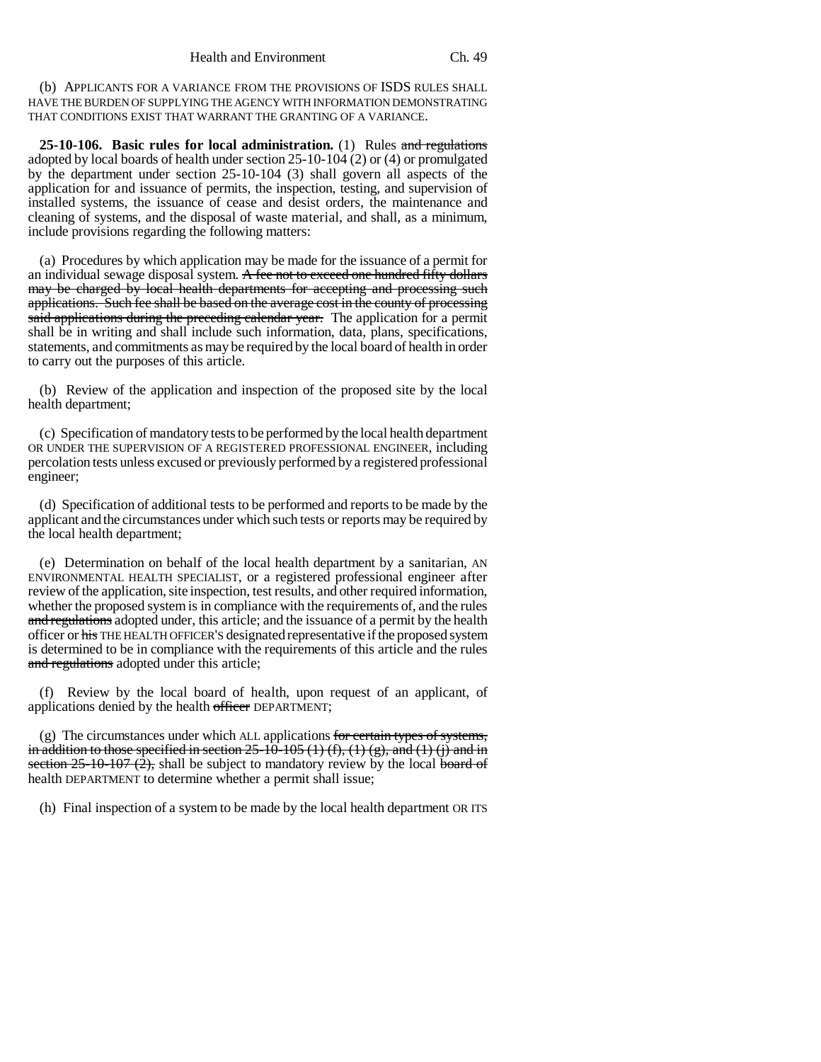(b) APPLICANTS FOR A VARIANCE FROM THE PROVISIONS OF ISDS RULES SHALL HAVE THE BURDEN OF SUPPLYING THE AGENCY WITH INFORMATION DEMONSTRATING THAT CONDITIONS EXIST THAT WARRANT THE GRANTING OF A VARIANCE.

**25-10-106. Basic rules for local administration.** (1) Rules ~~and regulations~~ adopted by local boards of health under section 25-10-104 (2) or (4) or promulgated by the department under section 25-10-104 (3) shall govern all aspects of the application for and issuance of permits, the inspection, testing, and supervision of installed systems, the issuance of cease and desist orders, the maintenance and cleaning of systems, and the disposal of waste material, and shall, as a minimum, include provisions regarding the following matters:

(a) Procedures by which application may be made for the issuance of a permit for an individual sewage disposal system. ~~A fee not to exceed one hundred fifty dollars may be charged by local health departments for accepting and processing such applications. Such fee shall be based on the average cost in the county of processing said applications during the preceding calendar year.~~ The application for a permit shall be in writing and shall include such information, data, plans, specifications, statements, and commitments as may be required by the local board of health in order to carry out the purposes of this article.

(b) Review of the application and inspection of the proposed site by the local health department;

(c) Specification of mandatory tests to be performed by the local health department OR UNDER THE SUPERVISION OF A REGISTERED PROFESSIONAL ENGINEER, including percolation tests unless excused or previously performed by a registered professional engineer;

(d) Specification of additional tests to be performed and reports to be made by the applicant and the circumstances under which such tests or reports may be required by the local health department;

(e) Determination on behalf of the local health department by a sanitarian, AN ENVIRONMENTAL HEALTH SPECIALIST, or a registered professional engineer after review of the application, site inspection, test results, and other required information, whether the proposed system is in compliance with the requirements of, and the rules ~~and regulations~~ adopted under, this article; and the issuance of a permit by the health officer or ~~his~~ THE HEALTH OFFICER'S designated representative if the proposed system is determined to be in compliance with the requirements of this article and the rules ~~and regulations~~ adopted under this article;

(f) Review by the local board of health, upon request of an applicant, of applications denied by the health ~~officer~~ DEPARTMENT;

(g) The circumstances under which ALL applications ~~for certain types of systems, in addition to those specified in section 25-10-105 (1) (f), (1) (g), and (1) (j) and in section 25-10-107 (2),~~ shall be subject to mandatory review by the local ~~board of~~ health DEPARTMENT to determine whether a permit shall issue;

(h) Final inspection of a system to be made by the local health department OR ITS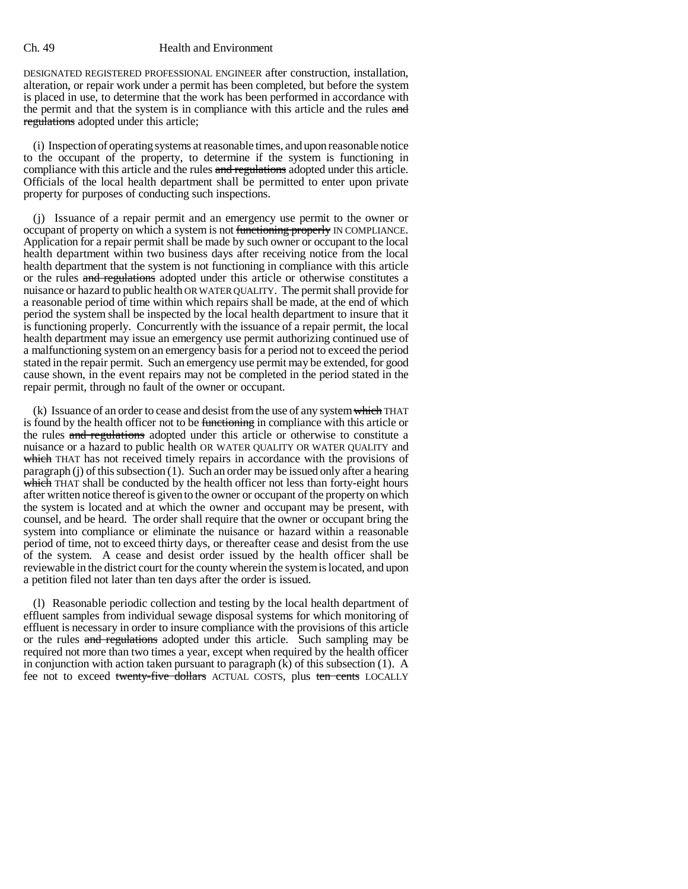DESIGNATED REGISTERED PROFESSIONAL ENGINEER after construction, installation, alteration, or repair work under a permit has been completed, but before the system is placed in use, to determine that the work has been performed in accordance with the permit and that the system is in compliance with this article and the rules ~~and regulations~~ adopted under this article;

(i) Inspection of operating systems at reasonable times, and upon reasonable notice to the occupant of the property, to determine if the system is functioning in compliance with this article and the rules ~~and regulations~~ adopted under this article. Officials of the local health department shall be permitted to enter upon private property for purposes of conducting such inspections.

(j) Issuance of a repair permit and an emergency use permit to the owner or occupant of property on which a system is not ~~functioning properly~~ IN COMPLIANCE. Application for a repair permit shall be made by such owner or occupant to the local health department within two business days after receiving notice from the local health department that the system is not functioning in compliance with this article or the rules ~~and regulations~~ adopted under this article or otherwise constitutes a nuisance or hazard to public health OR WATER QUALITY. The permit shall provide for a reasonable period of time within which repairs shall be made, at the end of which period the system shall be inspected by the local health department to insure that it is functioning properly. Concurrently with the issuance of a repair permit, the local health department may issue an emergency use permit authorizing continued use of a malfunctioning system on an emergency basis for a period not to exceed the period stated in the repair permit. Such an emergency use permit may be extended, for good cause shown, in the event repairs may not be completed in the period stated in the repair permit, through no fault of the owner or occupant.

(k) Issuance of an order to cease and desist from the use of any system ~~which~~ THAT is found by the health officer not to be ~~functioning~~ in compliance with this article or the rules ~~and regulations~~ adopted under this article or otherwise to constitute a nuisance or a hazard to public health OR WATER QUALITY OR WATER QUALITY and ~~which~~ THAT has not received timely repairs in accordance with the provisions of paragraph (j) of this subsection (1). Such an order may be issued only after a hearing ~~which~~ THAT shall be conducted by the health officer not less than forty-eight hours after written notice thereof is given to the owner or occupant of the property on which the system is located and at which the owner and occupant may be present, with counsel, and be heard. The order shall require that the owner or occupant bring the system into compliance or eliminate the nuisance or hazard within a reasonable period of time, not to exceed thirty days, or thereafter cease and desist from the use of the system. A cease and desist order issued by the health officer shall be reviewable in the district court for the county wherein the system is located, and upon a petition filed not later than ten days after the order is issued.

(l) Reasonable periodic collection and testing by the local health department of effluent samples from individual sewage disposal systems for which monitoring of effluent is necessary in order to insure compliance with the provisions of this article or the rules ~~and regulations~~ adopted under this article. Such sampling may be required not more than two times a year, except when required by the health officer in conjunction with action taken pursuant to paragraph (k) of this subsection (1). A fee not to exceed ~~twenty-five dollars~~ ACTUAL COSTS, plus ~~ten cents~~ LOCALLY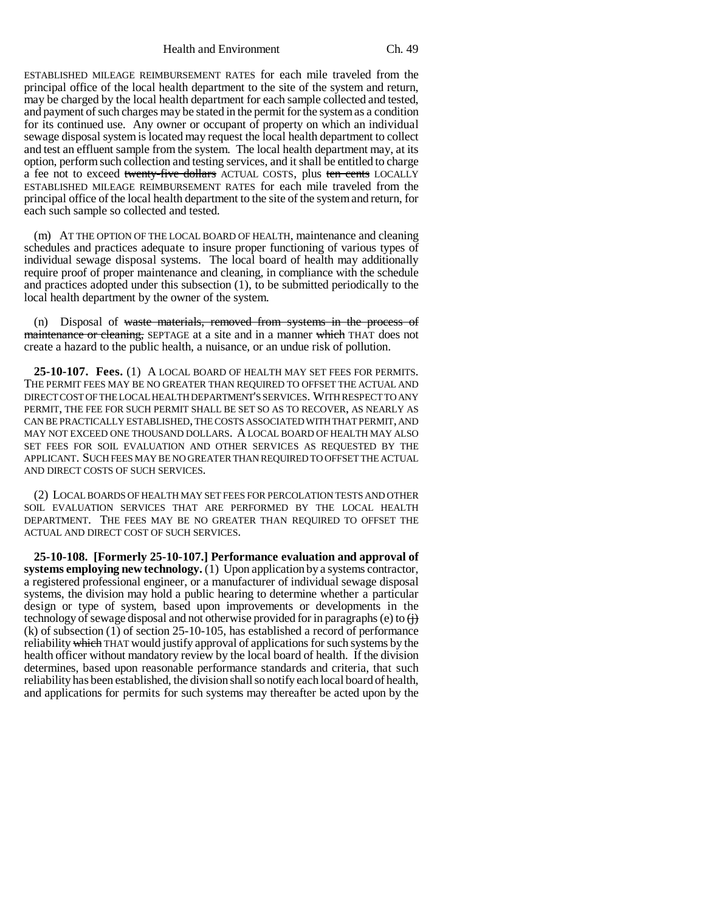ESTABLISHED MILEAGE REIMBURSEMENT RATES for each mile traveled from the principal office of the local health department to the site of the system and return, may be charged by the local health department for each sample collected and tested, and payment of such charges may be stated in the permit for the system as a condition for its continued use. Any owner or occupant of property on which an individual sewage disposal system is located may request the local health department to collect and test an effluent sample from the system. The local health department may, at its option, perform such collection and testing services, and it shall be entitled to charge a fee not to exceed ~~twenty-five dollars~~ ACTUAL COSTS, plus ~~ten cents~~ LOCALLY ESTABLISHED MILEAGE REIMBURSEMENT RATES for each mile traveled from the principal office of the local health department to the site of the system and return, for each such sample so collected and tested.

(m) AT THE OPTION OF THE LOCAL BOARD OF HEALTH, maintenance and cleaning schedules and practices adequate to insure proper functioning of various types of individual sewage disposal systems. The local board of health may additionally require proof of proper maintenance and cleaning, in compliance with the schedule and practices adopted under this subsection (1), to be submitted periodically to the local health department by the owner of the system.

(n) Disposal of ~~waste materials, removed from systems in the process of maintenance or cleaning,~~ SEPTAGE at a site and in a manner ~~which~~ THAT does not create a hazard to the public health, a nuisance, or an undue risk of pollution.

**25-10-107. Fees.** (1) A LOCAL BOARD OF HEALTH MAY SET FEES FOR PERMITS. THE PERMIT FEES MAY BE NO GREATER THAN REQUIRED TO OFFSET THE ACTUAL AND DIRECT COST OF THE LOCAL HEALTH DEPARTMENT'S SERVICES. WITH RESPECT TO ANY PERMIT, THE FEE FOR SUCH PERMIT SHALL BE SET SO AS TO RECOVER, AS NEARLY AS CAN BE PRACTICALLY ESTABLISHED, THE COSTS ASSOCIATED WITH THAT PERMIT, AND MAY NOT EXCEED ONE THOUSAND DOLLARS. A LOCAL BOARD OF HEALTH MAY ALSO SET FEES FOR SOIL EVALUATION AND OTHER SERVICES AS REQUESTED BY THE APPLICANT. SUCH FEES MAY BE NO GREATER THAN REQUIRED TO OFFSET THE ACTUAL AND DIRECT COSTS OF SUCH SERVICES.

(2) LOCAL BOARDS OF HEALTH MAY SET FEES FOR PERCOLATION TESTS AND OTHER SOIL EVALUATION SERVICES THAT ARE PERFORMED BY THE LOCAL HEALTH DEPARTMENT. THE FEES MAY BE NO GREATER THAN REQUIRED TO OFFSET THE ACTUAL AND DIRECT COST OF SUCH SERVICES.

**25-10-108. [Formerly 25-10-107.] Performance evaluation and approval of systems employing new technology.** (1) Upon application by a systems contractor, a registered professional engineer, or a manufacturer of individual sewage disposal systems, the division may hold a public hearing to determine whether a particular design or type of system, based upon improvements or developments in the technology of sewage disposal and not otherwise provided for in paragraphs (e) to ~~(j)~~ (k) of subsection (1) of section 25-10-105, has established a record of performance reliability ~~which~~ THAT would justify approval of applications for such systems by the health officer without mandatory review by the local board of health. If the division determines, based upon reasonable performance standards and criteria, that such reliability has been established, the division shall so notify each local board of health, and applications for permits for such systems may thereafter be acted upon by the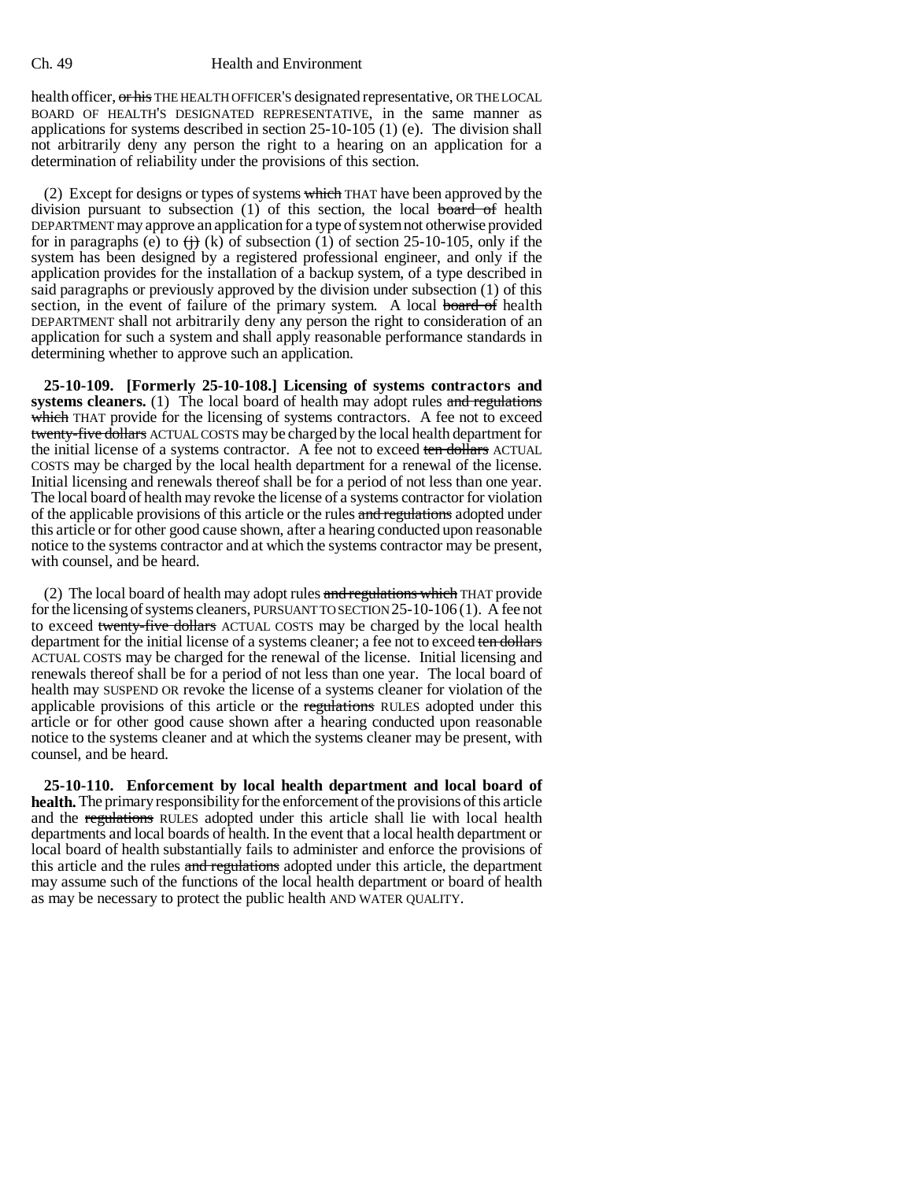health officer, ~~or his~~ THE HEALTH OFFICER'S designated representative, OR THE LOCAL BOARD OF HEALTH'S DESIGNATED REPRESENTATIVE, in the same manner as applications for systems described in section 25-10-105 (1) (e). The division shall not arbitrarily deny any person the right to a hearing on an application for a determination of reliability under the provisions of this section.

(2) Except for designs or types of systems ~~which~~ THAT have been approved by the division pursuant to subsection (1) of this section, the local ~~board of~~ health DEPARTMENT may approve an application for a type of system not otherwise provided for in paragraphs (e) to ~~(j)~~ (k) of subsection (1) of section 25-10-105, only if the system has been designed by a registered professional engineer, and only if the application provides for the installation of a backup system, of a type described in said paragraphs or previously approved by the division under subsection (1) of this section, in the event of failure of the primary system. A local ~~board of~~ health DEPARTMENT shall not arbitrarily deny any person the right to consideration of an application for such a system and shall apply reasonable performance standards in determining whether to approve such an application.

**25-10-109. [Formerly 25-10-108.] Licensing of systems contractors and systems cleaners.** (1) The local board of health may adopt rules ~~and regulations which~~ THAT provide for the licensing of systems contractors. A fee not to exceed ~~twenty-five dollars~~ ACTUAL COSTS may be charged by the local health department for the initial license of a systems contractor. A fee not to exceed ~~ten dollars~~ ACTUAL COSTS may be charged by the local health department for a renewal of the license. Initial licensing and renewals thereof shall be for a period of not less than one year. The local board of health may revoke the license of a systems contractor for violation of the applicable provisions of this article or the rules ~~and regulations~~ adopted under this article or for other good cause shown, after a hearing conducted upon reasonable notice to the systems contractor and at which the systems contractor may be present, with counsel, and be heard.

(2) The local board of health may adopt rules ~~and regulations which~~ THAT provide for the licensing of systems cleaners, PURSUANT TO SECTION 25-10-106 (1). A fee not to exceed ~~twenty-five dollars~~ ACTUAL COSTS may be charged by the local health department for the initial license of a systems cleaner; a fee not to exceed ~~ten dollars~~ ACTUAL COSTS may be charged for the renewal of the license. Initial licensing and renewals thereof shall be for a period of not less than one year. The local board of health may SUSPEND OR revoke the license of a systems cleaner for violation of the applicable provisions of this article or the ~~regulations~~ RULES adopted under this article or for other good cause shown after a hearing conducted upon reasonable notice to the systems cleaner and at which the systems cleaner may be present, with counsel, and be heard.

**25-10-110. Enforcement by local health department and local board of health.** The primary responsibility for the enforcement of the provisions of this article and the ~~regulations~~ RULES adopted under this article shall lie with local health departments and local boards of health. In the event that a local health department or local board of health substantially fails to administer and enforce the provisions of this article and the rules ~~and regulations~~ adopted under this article, the department may assume such of the functions of the local health department or board of health as may be necessary to protect the public health AND WATER QUALITY.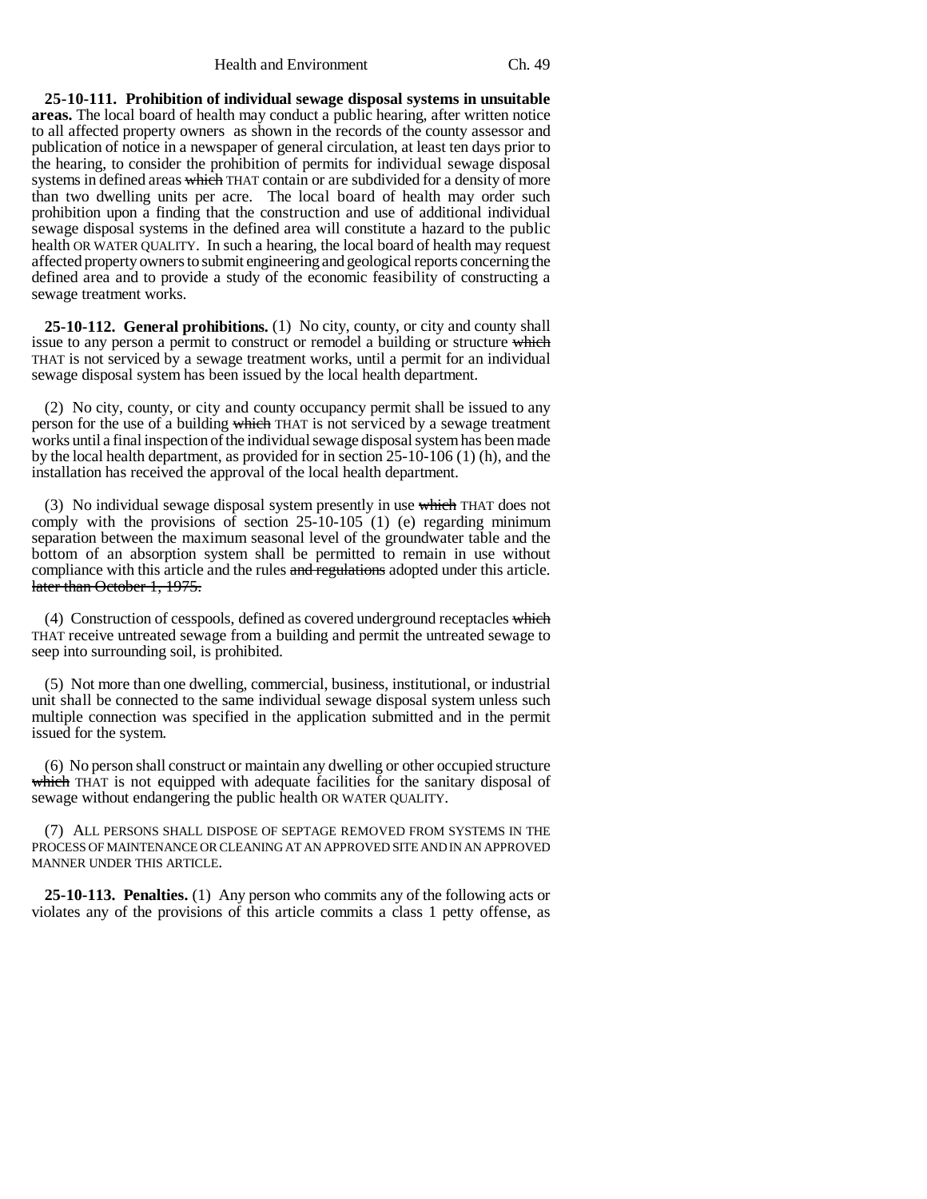**25-10-111. Prohibition of individual sewage disposal systems in unsuitable areas.** The local board of health may conduct a public hearing, after written notice to all affected property owners as shown in the records of the county assessor and publication of notice in a newspaper of general circulation, at least ten days prior to the hearing, to consider the prohibition of permits for individual sewage disposal systems in defined areas ~~which~~ THAT contain or are subdivided for a density of more than two dwelling units per acre. The local board of health may order such prohibition upon a finding that the construction and use of additional individual sewage disposal systems in the defined area will constitute a hazard to the public health OR WATER QUALITY. In such a hearing, the local board of health may request affected property owners to submit engineering and geological reports concerning the defined area and to provide a study of the economic feasibility of constructing a sewage treatment works.

**25-10-112. General prohibitions.** (1) No city, county, or city and county shall issue to any person a permit to construct or remodel a building or structure ~~which~~ THAT is not serviced by a sewage treatment works, until a permit for an individual sewage disposal system has been issued by the local health department.

(2) No city, county, or city and county occupancy permit shall be issued to any person for the use of a building ~~which~~ THAT is not serviced by a sewage treatment works until a final inspection of the individual sewage disposal system has been made by the local health department, as provided for in section 25-10-106 (1) (h), and the installation has received the approval of the local health department.

(3) No individual sewage disposal system presently in use ~~which~~ THAT does not comply with the provisions of section 25-10-105 (1) (e) regarding minimum separation between the maximum seasonal level of the groundwater table and the bottom of an absorption system shall be permitted to remain in use without compliance with this article and the rules ~~and regulations~~ adopted under this article. ~~later than October 1, 1975.~~

(4) Construction of cesspools, defined as covered underground receptacles ~~which~~ THAT receive untreated sewage from a building and permit the untreated sewage to seep into surrounding soil, is prohibited.

(5) Not more than one dwelling, commercial, business, institutional, or industrial unit shall be connected to the same individual sewage disposal system unless such multiple connection was specified in the application submitted and in the permit issued for the system.

(6) No person shall construct or maintain any dwelling or other occupied structure ~~which~~ THAT is not equipped with adequate facilities for the sanitary disposal of sewage without endangering the public health OR WATER QUALITY.

(7) ALL PERSONS SHALL DISPOSE OF SEPTAGE REMOVED FROM SYSTEMS IN THE PROCESS OF MAINTENANCE OR CLEANING AT AN APPROVED SITE AND IN AN APPROVED MANNER UNDER THIS ARTICLE.

**25-10-113. Penalties.** (1) Any person who commits any of the following acts or violates any of the provisions of this article commits a class 1 petty offense, as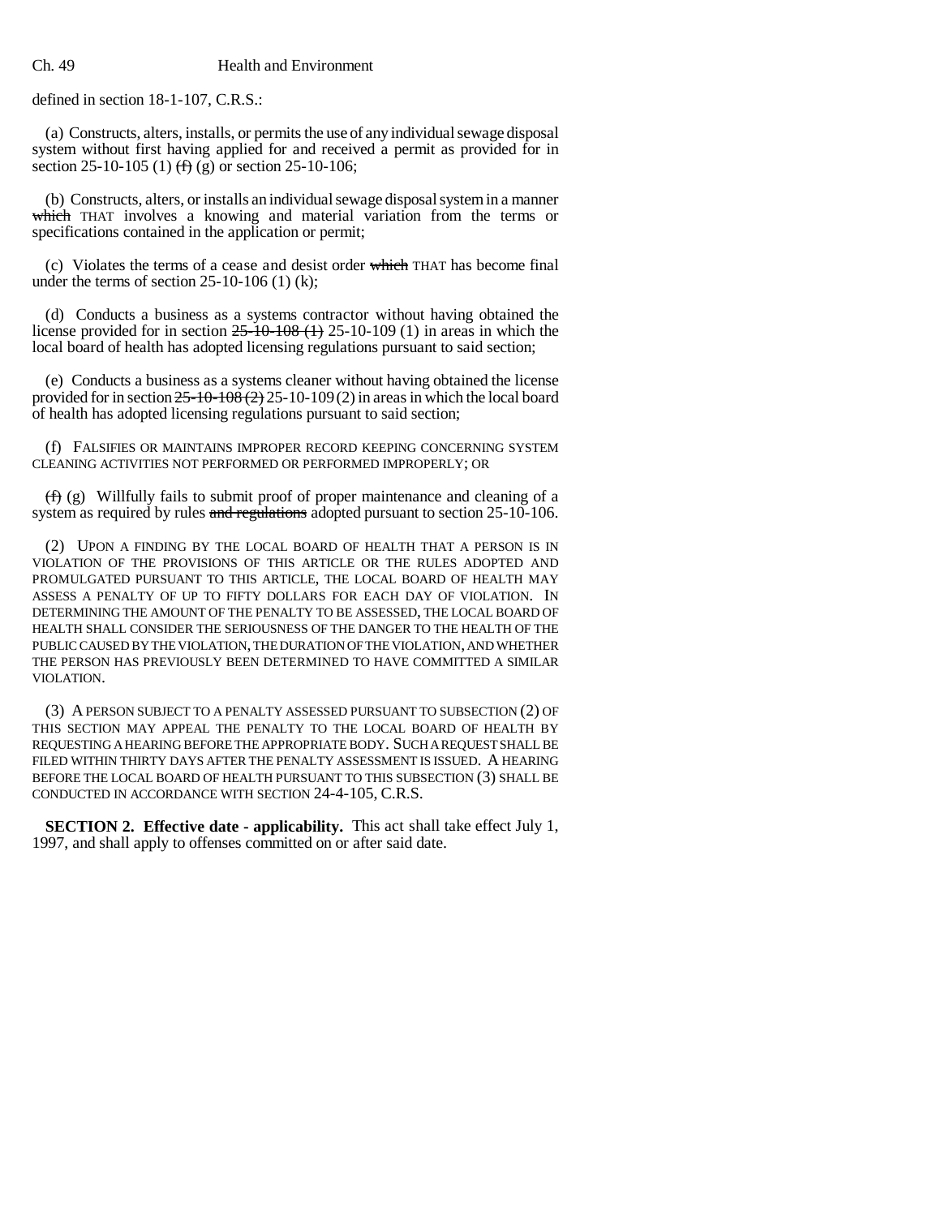defined in section 18-1-107, C.R.S.:

(a) Constructs, alters, installs, or permits the use of any individual sewage disposal system without first having applied for and received a permit as provided for in section 25-10-105 (1) ~~(f)~~ (g) or section 25-10-106;

(b) Constructs, alters, or installs an individual sewage disposal system in a manner ~~which~~ THAT involves a knowing and material variation from the terms or specifications contained in the application or permit;

(c) Violates the terms of a cease and desist order ~~which~~ THAT has become final under the terms of section 25-10-106 (1) (k);

(d) Conducts a business as a systems contractor without having obtained the license provided for in section ~~25-10-108 (1)~~ 25-10-109 (1) in areas in which the local board of health has adopted licensing regulations pursuant to said section;

(e) Conducts a business as a systems cleaner without having obtained the license provided for in section ~~25-10-108 (2)~~ 25-10-109 (2) in areas in which the local board of health has adopted licensing regulations pursuant to said section;

(f) FALSIFIES OR MAINTAINS IMPROPER RECORD KEEPING CONCERNING SYSTEM CLEANING ACTIVITIES NOT PERFORMED OR PERFORMED IMPROPERLY; OR

~~(f)~~ (g) Willfully fails to submit proof of proper maintenance and cleaning of a system as required by rules ~~and regulations~~ adopted pursuant to section 25-10-106.

(2) UPON A FINDING BY THE LOCAL BOARD OF HEALTH THAT A PERSON IS IN VIOLATION OF THE PROVISIONS OF THIS ARTICLE OR THE RULES ADOPTED AND PROMULGATED PURSUANT TO THIS ARTICLE, THE LOCAL BOARD OF HEALTH MAY ASSESS A PENALTY OF UP TO FIFTY DOLLARS FOR EACH DAY OF VIOLATION. IN DETERMINING THE AMOUNT OF THE PENALTY TO BE ASSESSED, THE LOCAL BOARD OF HEALTH SHALL CONSIDER THE SERIOUSNESS OF THE DANGER TO THE HEALTH OF THE PUBLIC CAUSED BY THE VIOLATION, THE DURATION OF THE VIOLATION, AND WHETHER THE PERSON HAS PREVIOUSLY BEEN DETERMINED TO HAVE COMMITTED A SIMILAR VIOLATION.

(3) A PERSON SUBJECT TO A PENALTY ASSESSED PURSUANT TO SUBSECTION (2) OF THIS SECTION MAY APPEAL THE PENALTY TO THE LOCAL BOARD OF HEALTH BY REQUESTING A HEARING BEFORE THE APPROPRIATE BODY. SUCH A REQUEST SHALL BE FILED WITHIN THIRTY DAYS AFTER THE PENALTY ASSESSMENT IS ISSUED. A HEARING BEFORE THE LOCAL BOARD OF HEALTH PURSUANT TO THIS SUBSECTION (3) SHALL BE CONDUCTED IN ACCORDANCE WITH SECTION 24-4-105, C.R.S.

**SECTION 2. Effective date - applicability.** This act shall take effect July 1, 1997, and shall apply to offenses committed on or after said date.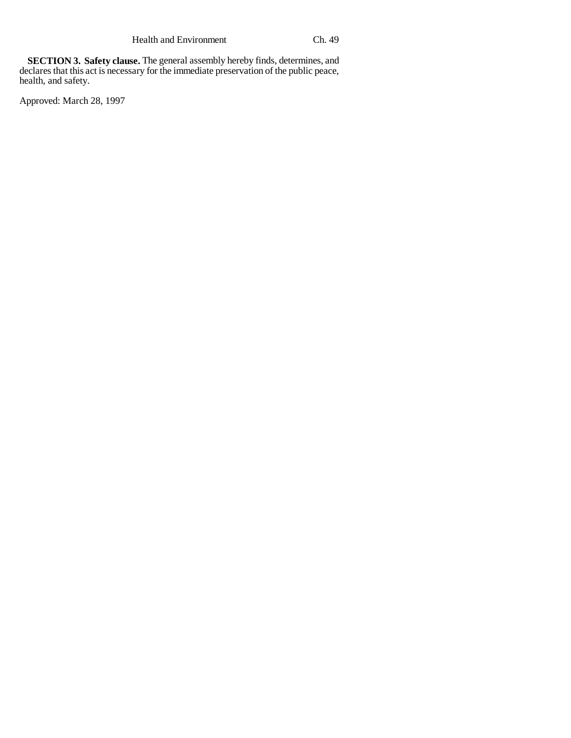**SECTION 3. Safety clause.** The general assembly hereby finds, determines, and declares that this act is necessary for the immediate preservation of the public peace, health, and safety.

Approved: March 28, 1997